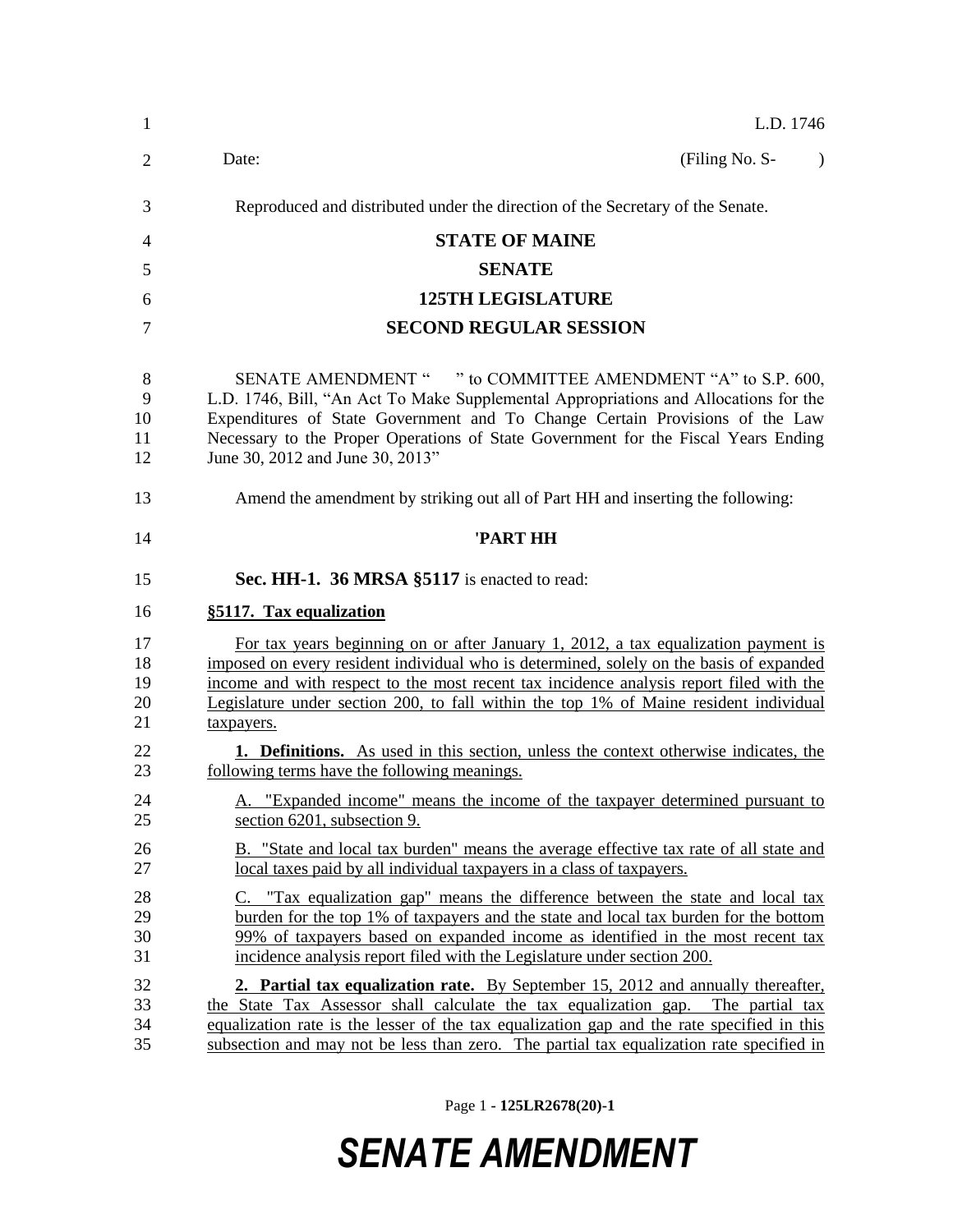L.D. 1746

Date: (Filing No. S- )

Reproduced and distributed under the direction of the Secretary of the Senate.

**STATE OF MAINE**

**SENATE**

**125TH LEGISLATURE**

**SECOND REGULAR SESSION**

SENATE AMENDMENT " " to COMMITTEE AMENDMENT "A" to S.P. 600, L.D. 1746, Bill, "An Act To Make Supplemental Appropriations and Allocations for the Expenditures of State Government and To Change Certain Provisions of the Law Necessary to the Proper Operations of State Government for the Fiscal Years Ending June 30, 2012 and June 30, 2013"

Amend the amendment by striking out all of Part HH and inserting the following:

**'PART HH**

**Sec. HH-1. 36 MRSA §5117** is enacted to read:

**§5117. Tax equalization**

For tax years beginning on or after January 1, 2012, a tax equalization payment is imposed on every resident individual who is determined, solely on the basis of expanded income and with respect to the most recent tax incidence analysis report filed with the Legislature under section 200, to fall within the top 1% of Maine resident individual taxpayers.

**1. Definitions.** As used in this section, unless the context otherwise indicates, the following terms have the following meanings.

A. "Expanded income" means the income of the taxpayer determined pursuant to section 6201, subsection 9.

B. "State and local tax burden" means the average effective tax rate of all state and local taxes paid by all individual taxpayers in a class of taxpayers.

C. "Tax equalization gap" means the difference between the state and local tax burden for the top 1% of taxpayers and the state and local tax burden for the bottom 99% of taxpayers based on expanded income as identified in the most recent tax incidence analysis report filed with the Legislature under section 200.

**2. Partial tax equalization rate.** By September 15, 2012 and annually thereafter, the State Tax Assessor shall calculate the tax equalization gap. The partial tax equalization rate is the lesser of the tax equalization gap and the rate specified in this subsection and may not be less than zero. The partial tax equalization rate specified in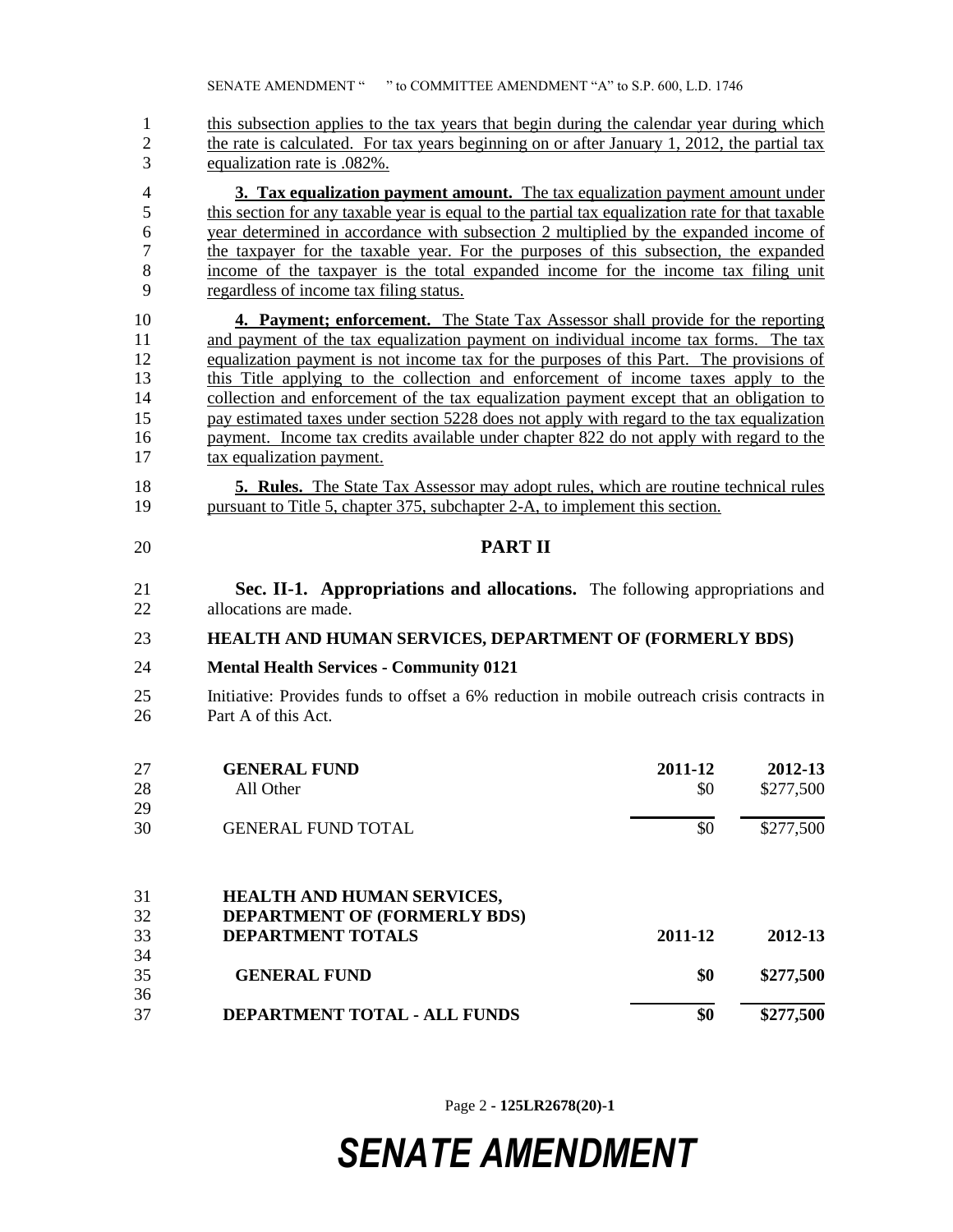this subsection applies to the tax years that begin during the calendar year during which the rate is calculated. For tax years beginning on or after January 1, 2012, the partial tax equalization rate is .082%.

**3. Tax equalization payment amount.** The tax equalization payment amount under this section for any taxable year is equal to the partial tax equalization rate for that taxable year determined in accordance with subsection 2 multiplied by the expanded income of the taxpayer for the taxable year. For the purposes of this subsection, the expanded income of the taxpayer is the total expanded income for the income tax filing unit regardless of income tax filing status.

**4. Payment; enforcement.** The State Tax Assessor shall provide for the reporting and payment of the tax equalization payment on individual income tax forms. The tax equalization payment is not income tax for the purposes of this Part. The provisions of this Title applying to the collection and enforcement of income taxes apply to the collection and enforcement of the tax equalization payment except that an obligation to pay estimated taxes under section 5228 does not apply with regard to the tax equalization payment. Income tax credits available under chapter 822 do not apply with regard to the tax equalization payment.

**5. Rules.** The State Tax Assessor may adopt rules, which are routine technical rules pursuant to Title 5, chapter 375, subchapter 2-A, to implement this section.

## PART II

**Sec. II-1. Appropriations and allocations.** The following appropriations and allocations are made.

**HEALTH AND HUMAN SERVICES, DEPARTMENT OF (FORMERLY BDS)**

**Mental Health Services - Community 0121**

Initiative: Provides funds to offset a 6% reduction in mobile outreach crisis contracts in Part A of this Act.

| GENERAL FUND | 2011-12 | 2012-13 |
|---|---|---|
| All Other | $0 | $277,500 |
| GENERAL FUND TOTAL | $0 | $277,500 |

| HEALTH AND HUMAN SERVICES, DEPARTMENT OF (FORMERLY BDS) DEPARTMENT TOTALS | 2011-12 | 2012-13 |
|---|---|---|
| **GENERAL FUND** | **$0** | **$277,500** |
| **DEPARTMENT TOTAL - ALL FUNDS** | **$0** | **$277,500** |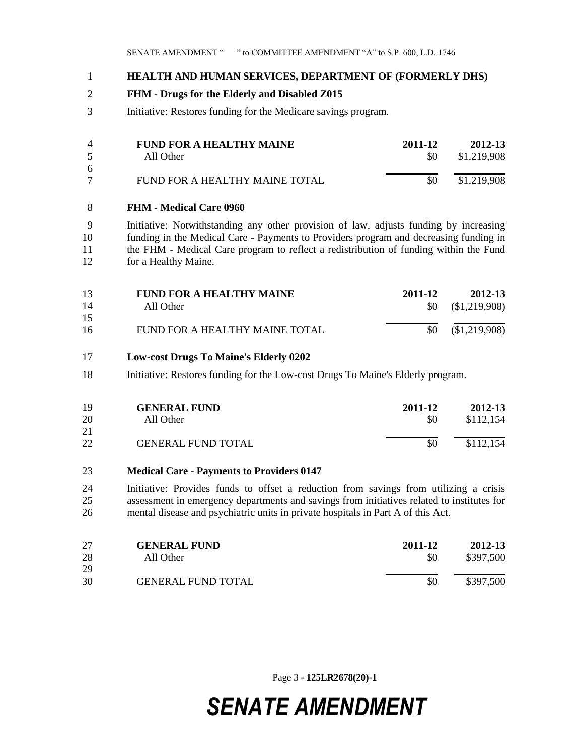**HEALTH AND HUMAN SERVICES, DEPARTMENT OF (FORMERLY DHS)**

**FHM - Drugs for the Elderly and Disabled Z015**

Initiative: Restores funding for the Medicare savings program.

| **FUND FOR A HEALTHY MAINE** | **2011-12** | **2012-13** |
|---|---|---|
| All Other | $0 | $1,219,908 |
| FUND FOR A HEALTHY MAINE TOTAL | $0 | $1,219,908 |

**FHM - Medical Care 0960**

Initiative: Notwithstanding any other provision of law, adjusts funding by increasing funding in the Medical Care - Payments to Providers program and decreasing funding in the FHM - Medical Care program to reflect a redistribution of funding within the Fund for a Healthy Maine.

| **FUND FOR A HEALTHY MAINE** | **2011-12** | **2012-13** |
|---|---|---|
| All Other | $0 | ($1,219,908) |
| FUND FOR A HEALTHY MAINE TOTAL | $0 | ($1,219,908) |

**Low-cost Drugs To Maine's Elderly 0202**

Initiative: Restores funding for the Low-cost Drugs To Maine's Elderly program.

| **GENERAL FUND** | **2011-12** | **2012-13** |
|---|---|---|
| All Other | $0 | $112,154 |
| GENERAL FUND TOTAL | $0 | $112,154 |

**Medical Care - Payments to Providers 0147**

Initiative: Provides funds to offset a reduction from savings from utilizing a crisis assessment in emergency departments and savings from initiatives related to institutes for mental disease and psychiatric units in private hospitals in Part A of this Act.

| **GENERAL FUND** | **2011-12** | **2012-13** |
|---|---|---|
| All Other | $0 | $397,500 |
| GENERAL FUND TOTAL | $0 | $397,500 |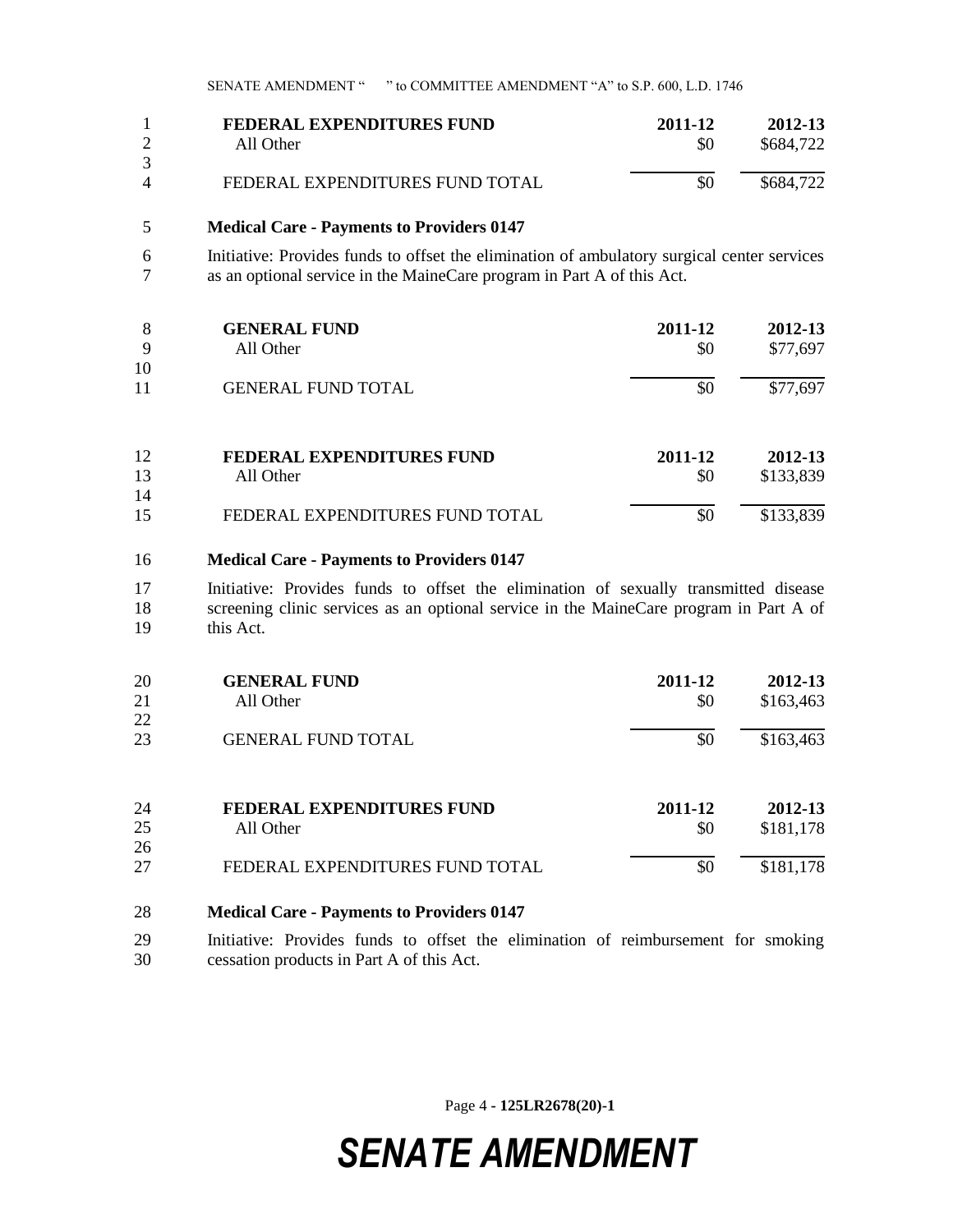| FEDERAL EXPENDITURES FUND | 2011-12 | 2012-13 |
|---|---|---|
| All Other | $0 | $684,722 |
| FEDERAL EXPENDITURES FUND TOTAL | $0 | $684,722 |

**Medical Care - Payments to Providers 0147**

Initiative: Provides funds to offset the elimination of ambulatory surgical center services as an optional service in the MaineCare program in Part A of this Act.

| GENERAL FUND | 2011-12 | 2012-13 |
|---|---|---|
| All Other | $0 | $77,697 |
| GENERAL FUND TOTAL | $0 | $77,697 |

| FEDERAL EXPENDITURES FUND | 2011-12 | 2012-13 |
|---|---|---|
| All Other | $0 | $133,839 |
| FEDERAL EXPENDITURES FUND TOTAL | $0 | $133,839 |

**Medical Care - Payments to Providers 0147**

Initiative: Provides funds to offset the elimination of sexually transmitted disease screening clinic services as an optional service in the MaineCare program in Part A of this Act.

| GENERAL FUND | 2011-12 | 2012-13 |
|---|---|---|
| All Other | $0 | $163,463 |
| GENERAL FUND TOTAL | $0 | $163,463 |

| FEDERAL EXPENDITURES FUND | 2011-12 | 2012-13 |
|---|---|---|
| All Other | $0 | $181,178 |
| FEDERAL EXPENDITURES FUND TOTAL | $0 | $181,178 |

**Medical Care - Payments to Providers 0147**

Initiative: Provides funds to offset the elimination of reimbursement for smoking cessation products in Part A of this Act.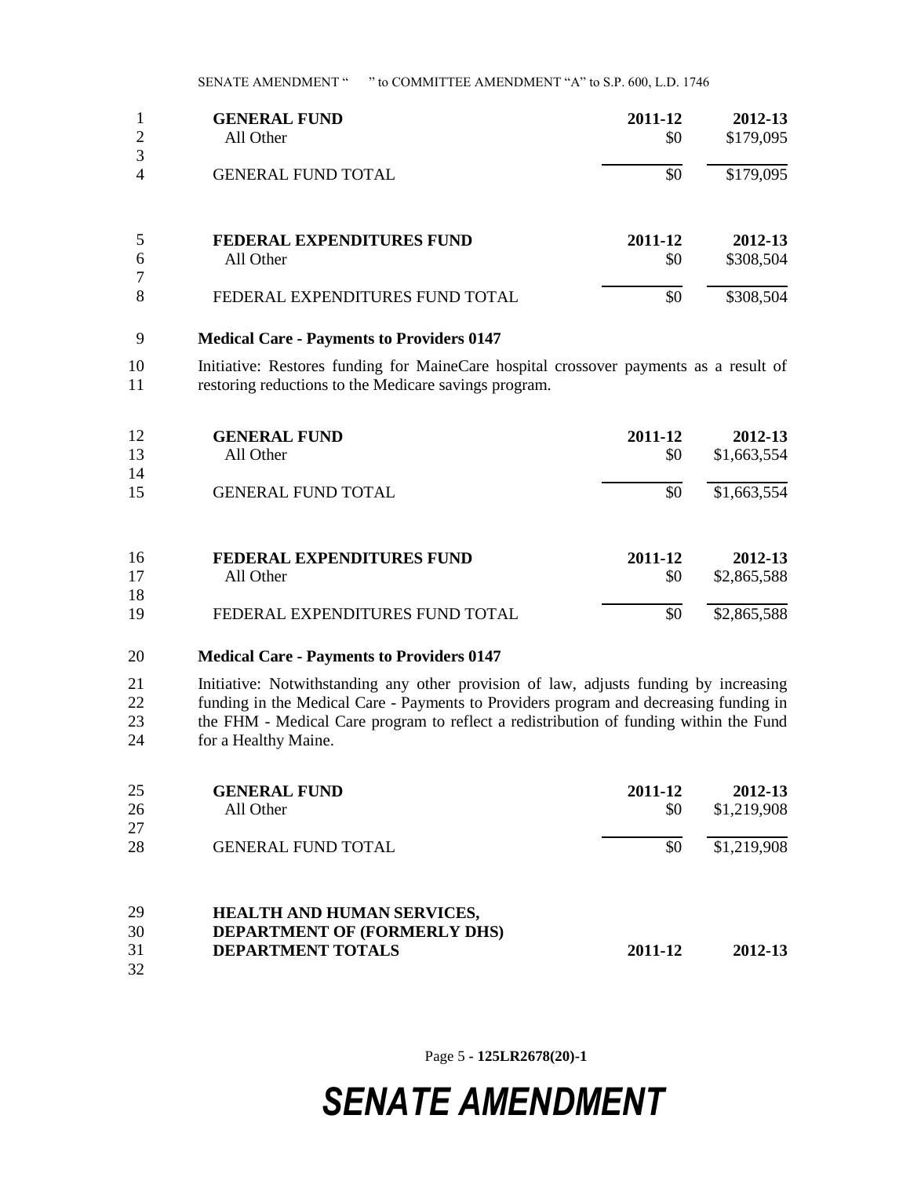| GENERAL FUND | 2011-12 | 2012-13 |
|---|---|---|
| All Other | $0 | $179,095 |
| GENERAL FUND TOTAL | $0 | $179,095 |

| FEDERAL EXPENDITURES FUND | 2011-12 | 2012-13 |
|---|---|---|
| All Other | $0 | $308,504 |
| FEDERAL EXPENDITURES FUND TOTAL | $0 | $308,504 |

**Medical Care - Payments to Providers 0147**

Initiative: Restores funding for MaineCare hospital crossover payments as a result of restoring reductions to the Medicare savings program.

| GENERAL FUND | 2011-12 | 2012-13 |
|---|---|---|
| All Other | $0 | $1,663,554 |
| GENERAL FUND TOTAL | $0 | $1,663,554 |

| FEDERAL EXPENDITURES FUND | 2011-12 | 2012-13 |
|---|---|---|
| All Other | $0 | $2,865,588 |
| FEDERAL EXPENDITURES FUND TOTAL | $0 | $2,865,588 |

**Medical Care - Payments to Providers 0147**

Initiative: Notwithstanding any other provision of law, adjusts funding by increasing funding in the Medical Care - Payments to Providers program and decreasing funding in the FHM - Medical Care program to reflect a redistribution of funding within the Fund for a Healthy Maine.

| GENERAL FUND | 2011-12 | 2012-13 |
|---|---|---|
| All Other | $0 | $1,219,908 |
| GENERAL FUND TOTAL | $0 | $1,219,908 |

| HEALTH AND HUMAN SERVICES, DEPARTMENT OF (FORMERLY DHS) DEPARTMENT TOTALS | 2011-12 | 2012-13 |
|---|---|---|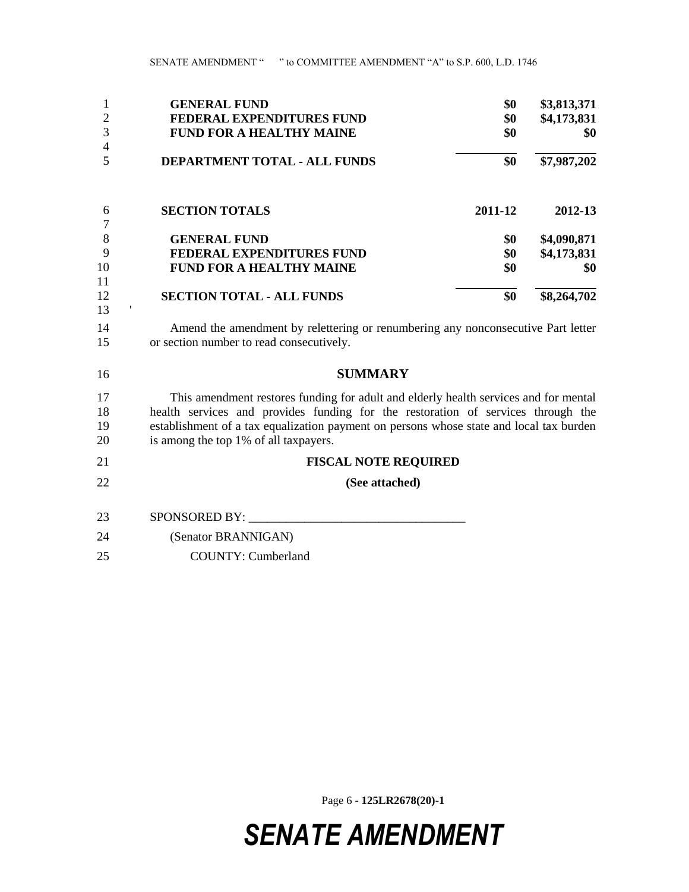| | | |
|---|---|---|
| **GENERAL FUND** | **$0** | **$3,813,371** |
| **FEDERAL EXPENDITURES FUND** | **$0** | **$4,173,831** |
| **FUND FOR A HEALTHY MAINE** | **$0** | **$0** |
| **DEPARTMENT TOTAL - ALL FUNDS** | **$0** | **$7,987,202** |

| **SECTION TOTALS** | **2011-12** | **2012-13** |
|---|---|---|
| **GENERAL FUND** | **$0** | **$4,090,871** |
| **FEDERAL EXPENDITURES FUND** | **$0** | **$4,173,831** |
| **FUND FOR A HEALTHY MAINE** | **$0** | **$0** |
| **SECTION TOTAL - ALL FUNDS** | **$0** | **$8,264,702** |

'

Amend the amendment by relettering or renumbering any nonconsecutive Part letter or section number to read consecutively.

## SUMMARY

This amendment restores funding for adult and elderly health services and for mental health services and provides funding for the restoration of services through the establishment of a tax equalization payment on persons whose state and local tax burden is among the top 1% of all taxpayers.

**FISCAL NOTE REQUIRED**

**(See attached)**

SPONSORED BY: ___________________________________

(Senator BRANNIGAN)

COUNTY: Cumberland

# *SENATE AMENDMENT*